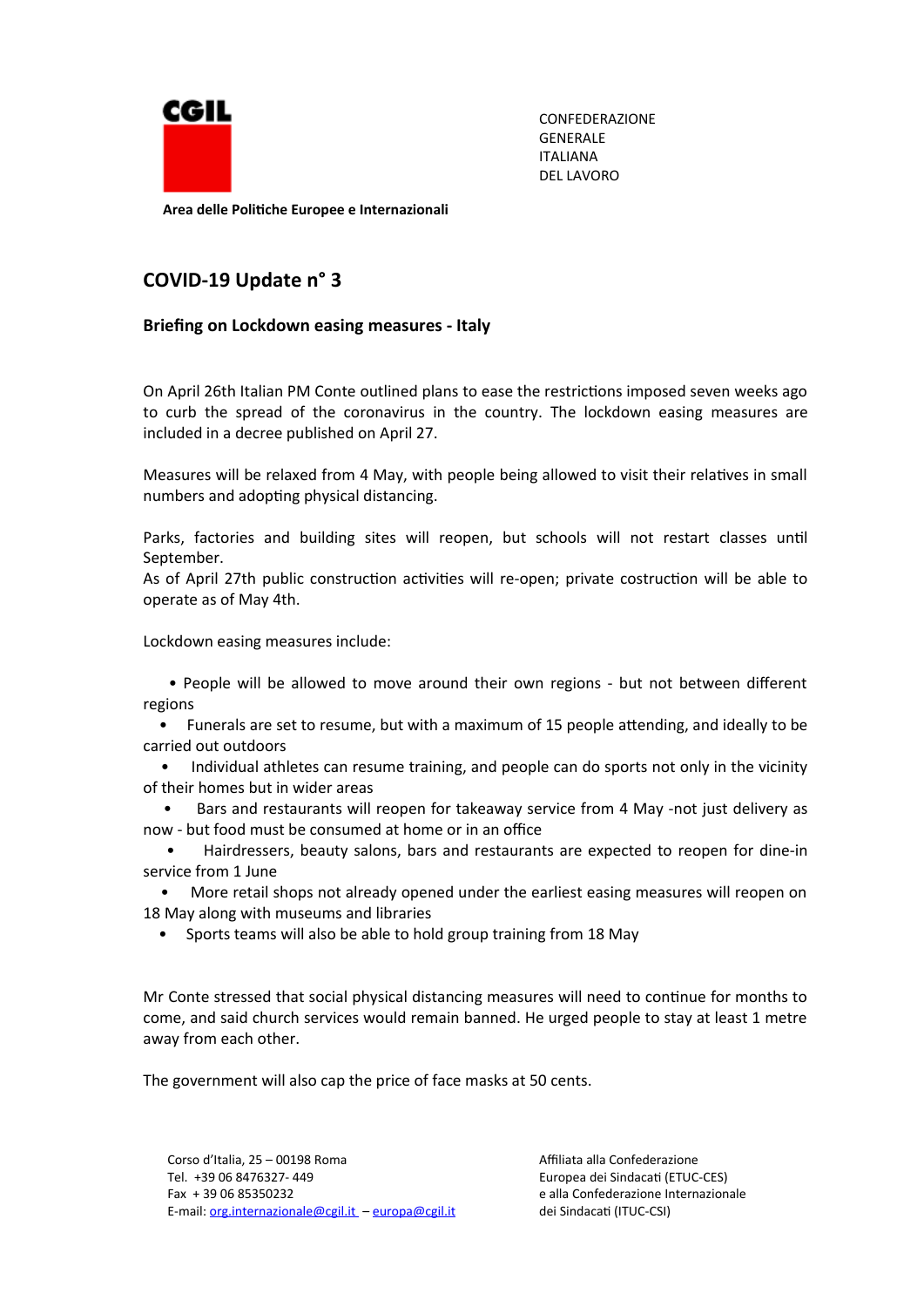CGIL

CONFEDERAZIONE
GENERALE
ITALIANA
DEL LAVORO

**Area delle Politiche Europee e Internazionali**

## COVID-19 Update n° 3

### Briefing on Lockdown easing measures - Italy

On April 26th Italian PM Conte outlined plans to ease the restrictions imposed seven weeks ago to curb the spread of the coronavirus in the country. The lockdown easing measures are included in a decree published on April 27.

Measures will be relaxed from 4 May, with people being allowed to visit their relatives in small numbers and adopting physical distancing.

Parks, factories and building sites will reopen, but schools will not restart classes until September.
As of April 27th public construction activities will re-open; private costruction will be able to operate as of May 4th.

Lockdown easing measures include:

- People will be allowed to move around their own regions - but not between different regions
- Funerals are set to resume, but with a maximum of 15 people attending, and ideally to be carried out outdoors
- Individual athletes can resume training, and people can do sports not only in the vicinity of their homes but in wider areas
- Bars and restaurants will reopen for takeaway service from 4 May -not just delivery as now - but food must be consumed at home or in an office
- Hairdressers, beauty salons, bars and restaurants are expected to reopen for dine-in service from 1 June
- More retail shops not already opened under the earliest easing measures will reopen on 18 May along with museums and libraries
- Sports teams will also be able to hold group training from 18 May

Mr Conte stressed that social physical distancing measures will need to continue for months to come, and said church services would remain banned. He urged people to stay at least 1 metre away from each other.

The government will also cap the price of face masks at 50 cents.

Corso d'Italia, 25 – 00198 Roma
Tel. +39 06 8476327- 449
Fax + 39 06 85350232
E-mail: org.internazionale@cgil.it – europa@cgil.it

Affiliata alla Confederazione
Europea dei Sindacati (ETUC-CES)
e alla Confederazione Internazionale
dei Sindacati (ITUC-CSI)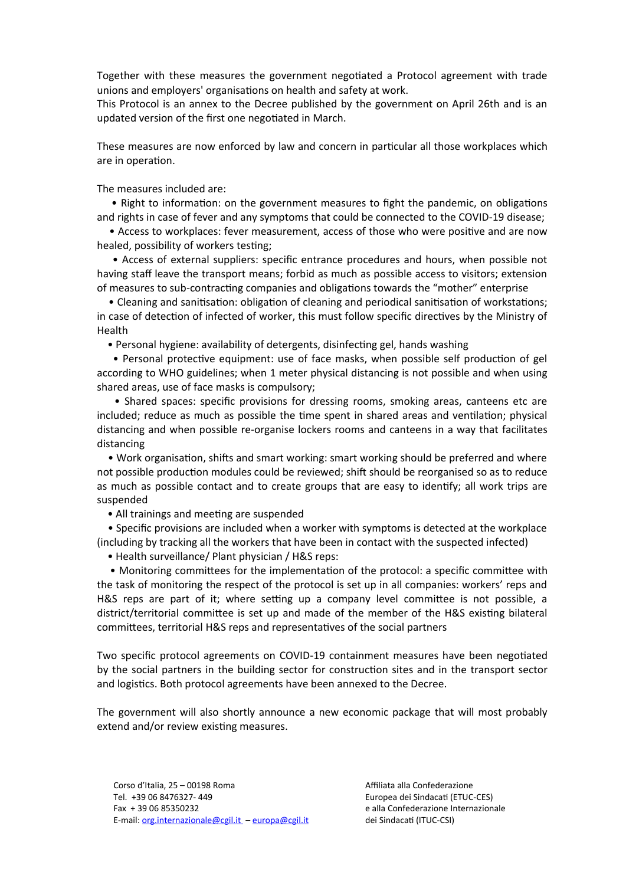Together with these measures the government negotiated a Protocol agreement with trade unions and employers' organisations on health and safety at work.
This Protocol is an annex to the Decree published by the government on April 26th and is an updated version of the first one negotiated in March.

These measures are now enforced by law and concern in particular all those workplaces which are in operation.

The measures included are:

- Right to information: on the government measures to fight the pandemic, on obligations and rights in case of fever and any symptoms that could be connected to the COVID-19 disease;
- Access to workplaces: fever measurement, access of those who were positive and are now healed, possibility of workers testing;
- Access of external suppliers: specific entrance procedures and hours, when possible not having staff leave the transport means; forbid as much as possible access to visitors; extension of measures to sub-contracting companies and obligations towards the "mother" enterprise
- Cleaning and sanitisation: obligation of cleaning and periodical sanitisation of workstations; in case of detection of infected of worker, this must follow specific directives by the Ministry of Health
- Personal hygiene: availability of detergents, disinfecting gel, hands washing
- Personal protective equipment: use of face masks, when possible self production of gel according to WHO guidelines; when 1 meter physical distancing is not possible and when using shared areas, use of face masks is compulsory;
- Shared spaces: specific provisions for dressing rooms, smoking areas, canteens etc are included; reduce as much as possible the time spent in shared areas and ventilation; physical distancing and when possible re-organise lockers rooms and canteens in a way that facilitates distancing
- Work organisation, shifts and smart working: smart working should be preferred and where not possible production modules could be reviewed; shift should be reorganised so as to reduce as much as possible contact and to create groups that are easy to identify; all work trips are suspended
- All trainings and meeting are suspended
- Specific provisions are included when a worker with symptoms is detected at the workplace (including by tracking all the workers that have been in contact with the suspected infected)
- Health surveillance/ Plant physician / H&S reps:
- Monitoring committees for the implementation of the protocol: a specific committee with the task of monitoring the respect of the protocol is set up in all companies: workers' reps and H&S reps are part of it; where setting up a company level committee is not possible, a district/territorial committee is set up and made of the member of the H&S existing bilateral committees, territorial H&S reps and representatives of the social partners

Two specific protocol agreements on COVID-19 containment measures have been negotiated by the social partners in the building sector for construction sites and in the transport sector and logistics. Both protocol agreements have been annexed to the Decree.

The government will also shortly announce a new economic package that will most probably extend and/or review existing measures.